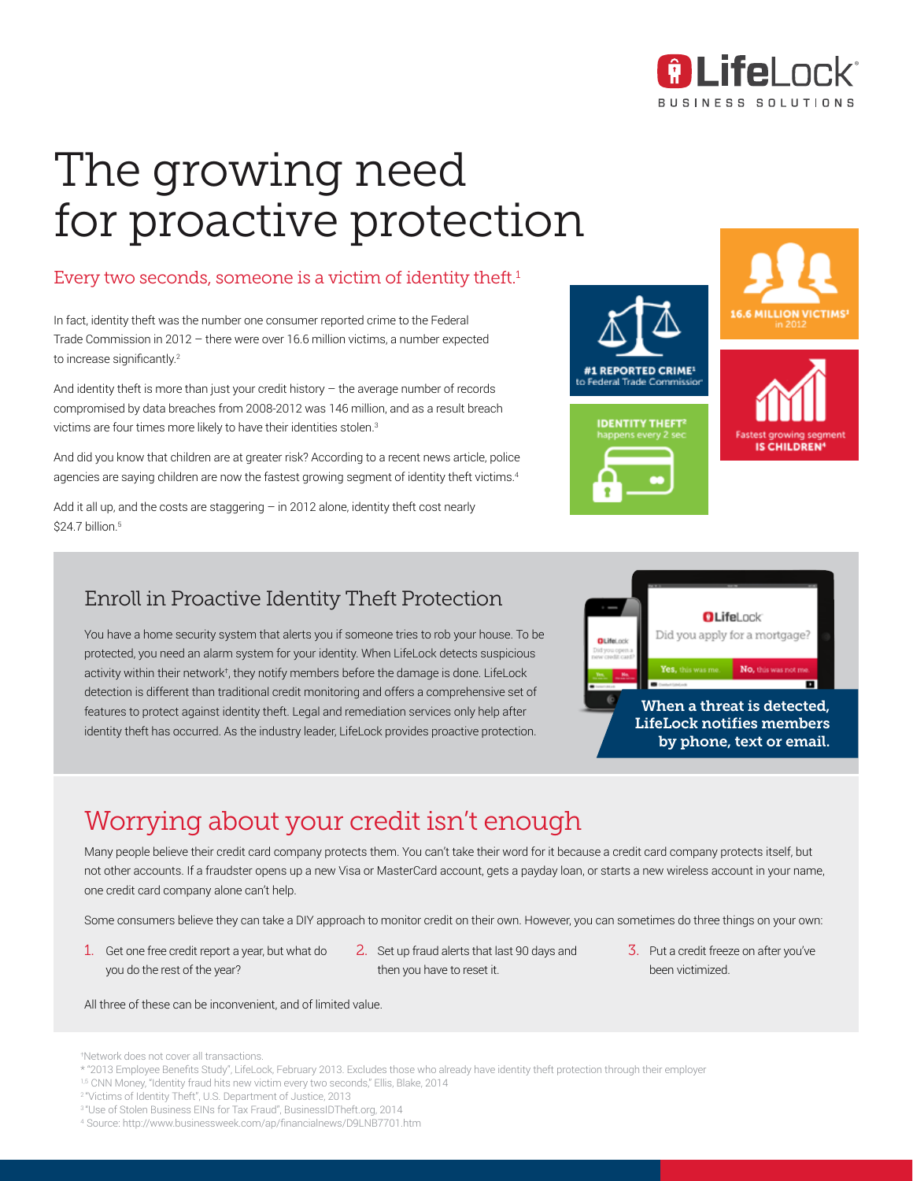LifeLock BUSINESS SOLUTIONS

# The growing need for proactive protection

## Every two seconds, someone is a victim of identity theft.[1]

In fact, identity theft was the number one consumer reported crime to the Federal Trade Commission in 2012 – there were over 16.6 million victims, a number expected to increase significantly.[2]

And identity theft is more than just your credit history – the average number of records compromised by data breaches from 2008-2012 was 146 million, and as a result breach victims are four times more likely to have their identities stolen.[3]

And did you know that children are at greater risk? According to a recent news article, police agencies are saying children are now the fastest growing segment of identity theft victims.[4]

Add it all up, and the costs are staggering – in 2012 alone, identity theft cost nearly $24.7 billion.[5]

**#1 REPORTED CRIME[1]** to Federal Trade Commission

**16.6 MILLION VICTIMS[3]** in 2012

**IDENTITY THEFT[2]** happens every 2 sec

Fastest growing segment **IS CHILDREN[4]**

## Enroll in Proactive Identity Theft Protection

You have a home security system that alerts you if someone tries to rob your house. To be protected, you need an alarm system for your identity. When LifeLock detects suspicious activity within their network†, they notify members before the damage is done. LifeLock detection is different than traditional credit monitoring and offers a comprehensive set of features to protect against identity theft. Legal and remediation services only help after identity theft has occurred. As the industry leader, LifeLock provides proactive protection.

LifeLock
Did you apply for a mortgage?
Yes, this was me. No, this was not me.

**When a threat is detected, LifeLock notifies members by phone, text or email.**

## Worrying about your credit isn't enough

Many people believe their credit card company protects them. You can't take their word for it because a credit card company protects itself, but not other accounts. If a fraudster opens up a new Visa or MasterCard account, gets a payday loan, or starts a new wireless account in your name, one credit card company alone can't help.

Some consumers believe they can take a DIY approach to monitor credit on their own. However, you can sometimes do three things on your own:

1. Get one free credit report a year, but what do you do the rest of the year?
2. Set up fraud alerts that last 90 days and then you have to reset it.
3. Put a credit freeze on after you've been victimized.

All three of these can be inconvenient, and of limited value.

†Network does not cover all transactions.
* "2013 Employee Benefits Study", LifeLock, February 2013. Excludes those who already have identity theft protection through their employer
[1,5] CNN Money, "Identity fraud hits new victim every two seconds," Ellis, Blake, 2014
[2] "Victims of Identity Theft", U.S. Department of Justice, 2013
[3] "Use of Stolen Business EINs for Tax Fraud", BusinessIDTheft.org, 2014
[4] Source: http://www.businessweek.com/ap/financialnews/D9LNB7701.htm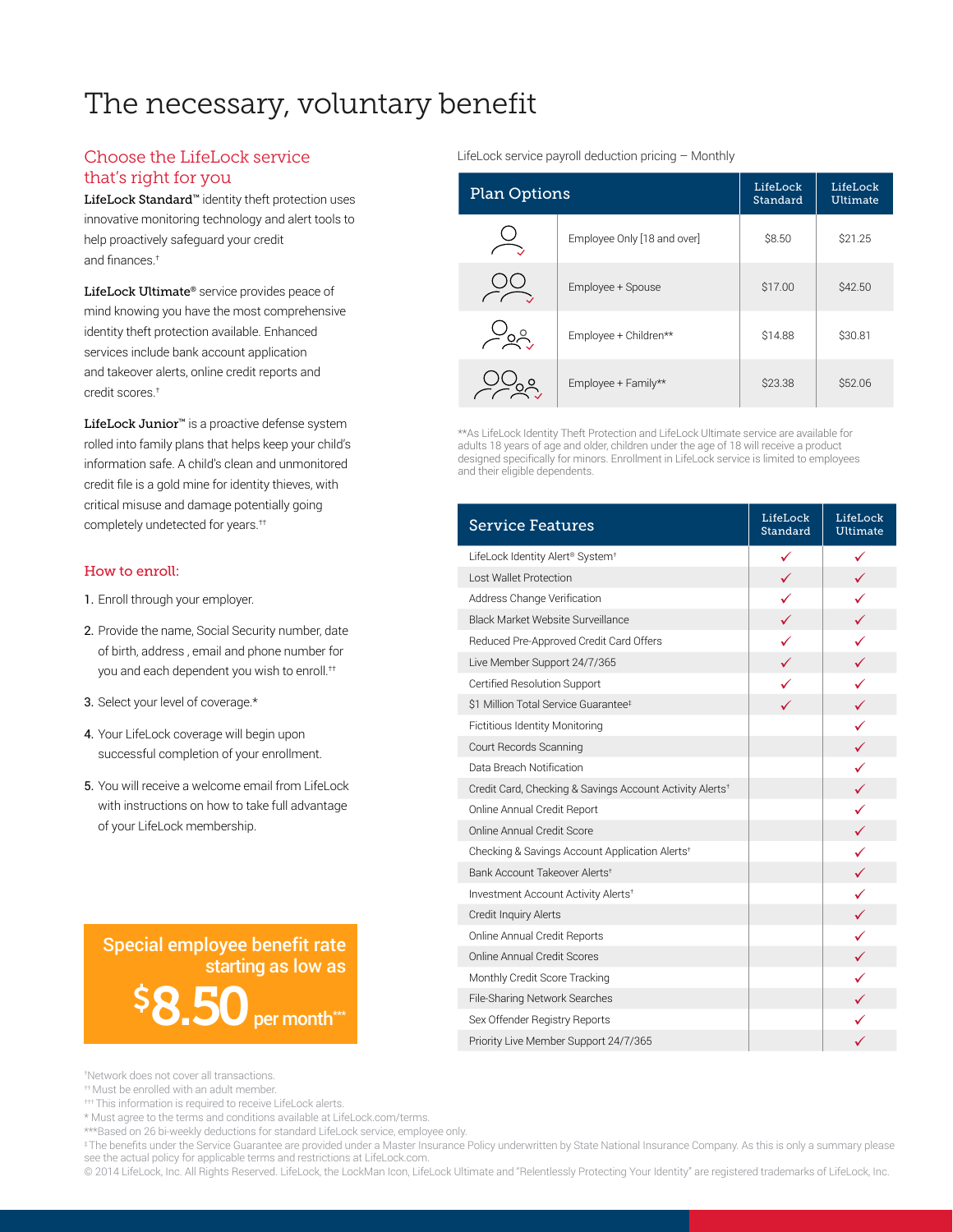# The necessary, voluntary benefit

## Choose the LifeLock service that's right for you

**LifeLock Standard™** identity theft protection uses innovative monitoring technology and alert tools to help proactively safeguard your credit and finances.†

**LifeLock Ultimate®** service provides peace of mind knowing you have the most comprehensive identity theft protection available. Enhanced services include bank account application and takeover alerts, online credit reports and credit scores.†

**LifeLock Junior™** is a proactive defense system rolled into family plans that helps keep your child's information safe. A child's clean and unmonitored credit file is a gold mine for identity thieves, with critical misuse and damage potentially going completely undetected for years.††

## How to enroll:

1. Enroll through your employer.
2. Provide the name, Social Security number, date of birth, address , email and phone number for you and each dependent you wish to enroll.†††
3. Select your level of coverage.*
4. Your LifeLock coverage will begin upon successful completion of your enrollment.
5. You will receive a welcome email from LifeLock with instructions on how to take full advantage of your LifeLock membership.

**Special employee benefit rate starting as low as $8.50 per month*****

LifeLock service payroll deduction pricing – Monthly

| Plan Options | LifeLock Standard | LifeLock Ultimate |
|---|---|---|
| Employee Only [18 and over] | $8.50 | $21.25 |
| Employee + Spouse | $17.00 | $42.50 |
| Employee + Children** | $14.88 | $30.81 |
| Employee + Family** | $23.38 | $52.06 |

**As LifeLock Identity Theft Protection and LifeLock Ultimate service are available for adults 18 years of age and older, children under the age of 18 will receive a product designed specifically for minors. Enrollment in LifeLock service is limited to employees and their eligible dependents.

| Service Features | LifeLock Standard | LifeLock Ultimate |
|---|---|---|
| LifeLock Identity Alert® System† | ✓ | ✓ |
| Lost Wallet Protection | ✓ | ✓ |
| Address Change Verification | ✓ | ✓ |
| Black Market Website Surveillance | ✓ | ✓ |
| Reduced Pre-Approved Credit Card Offers | ✓ | ✓ |
| Live Member Support 24/7/365 | ✓ | ✓ |
| Certified Resolution Support | ✓ | ✓ |
| $1 Million Total Service Guarantee‡ | ✓ | ✓ |
| Fictitious Identity Monitoring | | ✓ |
| Court Records Scanning | | ✓ |
| Data Breach Notification | | ✓ |
| Credit Card, Checking & Savings Account Activity Alerts† | | ✓ |
| Online Annual Credit Report | | ✓ |
| Online Annual Credit Score | | ✓ |
| Checking & Savings Account Application Alerts† | | ✓ |
| Bank Account Takeover Alerts† | | ✓ |
| Investment Account Activity Alerts† | | ✓ |
| Credit Inquiry Alerts | | ✓ |
| Online Annual Credit Reports | | ✓ |
| Online Annual Credit Scores | | ✓ |
| Monthly Credit Score Tracking | | ✓ |
| File-Sharing Network Searches | | ✓ |
| Sex Offender Registry Reports | | ✓ |
| Priority Live Member Support 24/7/365 | | ✓ |

†Network does not cover all transactions.
†† Must be enrolled with an adult member.
††† This information is required to receive LifeLock alerts.
* Must agree to the terms and conditions available at LifeLock.com/terms.
***Based on 26 bi-weekly deductions for standard LifeLock service, employee only.
‡ The benefits under the Service Guarantee are provided under a Master Insurance Policy underwritten by State National Insurance Company. As this is only a summary please see the actual policy for applicable terms and restrictions at LifeLock.com.
© 2014 LifeLock, Inc. All Rights Reserved. LifeLock, the LockMan Icon, LifeLock Ultimate and "Relentlessly Protecting Your Identity" are registered trademarks of LifeLock, Inc.